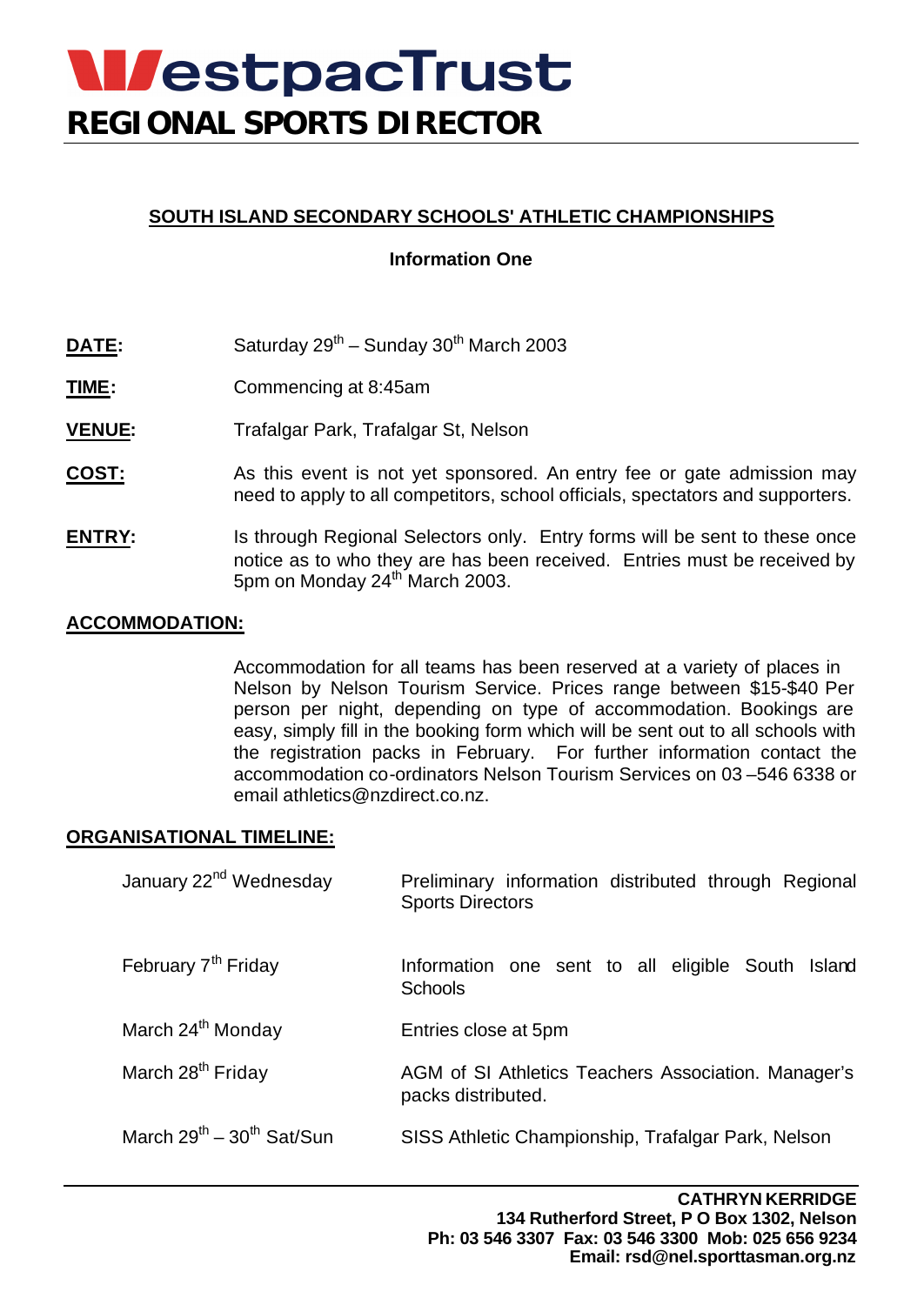# WestpacTrust

## REGIONAL SPORTS DIRECTOR

### SOUTH ISLAND SECONDARY SCHOOLS' ATHLETIC CHAMPIONSHIPS

**Information One**

**DATE:** Saturday 29th – Sunday 30th March 2003

**TIME:** Commencing at 8:45am

**VENUE:** Trafalgar Park, Trafalgar St, Nelson

**COST:** As this event is not yet sponsored. An entry fee or gate admission may need to apply to all competitors, school officials, spectators and supporters.

**ENTRY:** Is through Regional Selectors only. Entry forms will be sent to these once notice as to who they are has been received. Entries must be received by 5pm on Monday 24th March 2003.

**ACCOMMODATION:**

Accommodation for all teams has been reserved at a variety of places in Nelson by Nelson Tourism Service. Prices range between $15-$40 Per person per night, depending on type of accommodation. Bookings are easy, simply fill in the booking form which will be sent out to all schools with the registration packs in February. For further information contact the accommodation co-ordinators Nelson Tourism Services on 03 –546 6338 or email athletics@nzdirect.co.nz.

**ORGANISATIONAL TIMELINE:**

| | |
|---|---|
| January 22nd Wednesday | Preliminary information distributed through Regional Sports Directors |
| February 7th Friday | Information one sent to all eligible South Island Schools |
| March 24th Monday | Entries close at 5pm |
| March 28th Friday | AGM of SI Athletics Teachers Association. Manager's packs distributed. |
| March 29th – 30th Sat/Sun | SISS Athletic Championship, Trafalgar Park, Nelson |

**CATHRYN KERRIDGE**
**134 Rutherford Street, P O Box 1302, Nelson**
**Ph: 03 546 3307 Fax: 03 546 3300 Mob: 025 656 9234**
**Email: rsd@nel.sporttasman.org.nz**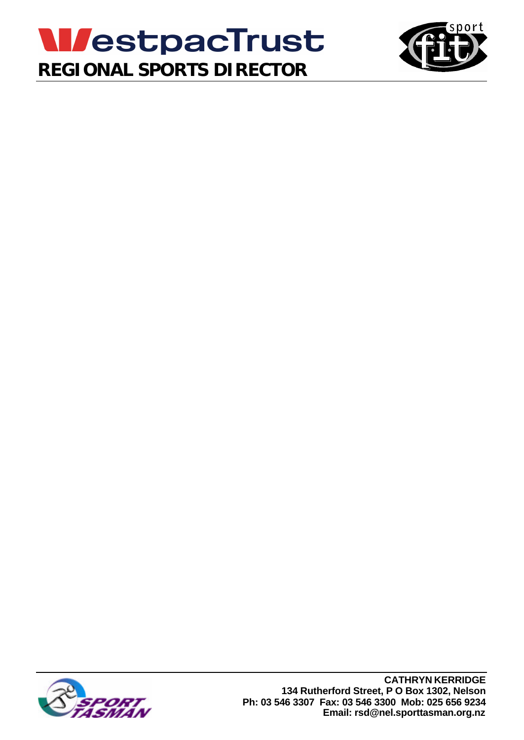# WestpacTrust
## REGIONAL SPORTS DIRECTOR

**CATHRYN KERRIDGE**
**134 Rutherford Street, P O Box 1302, Nelson**
**Ph: 03 546 3307 Fax: 03 546 3300 Mob: 025 656 9234**
**Email: rsd@nel.sporttasman.org.nz**